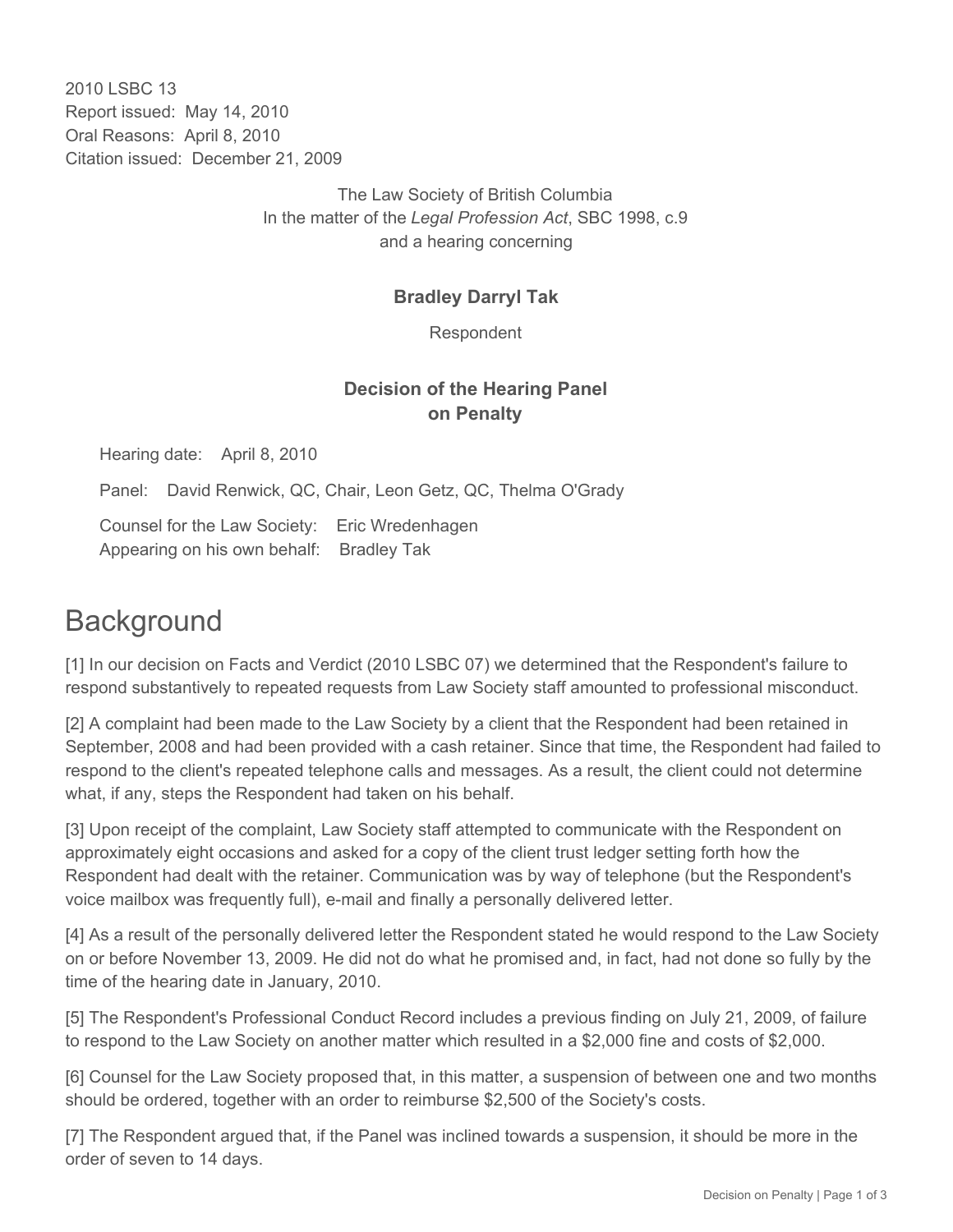2010 LSBC 13
Report issued: May 14, 2010
Oral Reasons: April 8, 2010
Citation issued: December 21, 2009

The Law Society of British Columbia
In the matter of the *Legal Profession Act*, SBC 1998, c.9
and a hearing concerning

**Bradley Darryl Tak**

Respondent

**Decision of the Hearing Panel
on Penalty**

Hearing date: April 8, 2010

Panel: David Renwick, QC, Chair, Leon Getz, QC, Thelma O'Grady

Counsel for the Law Society: Eric Wredenhagen
Appearing on his own behalf: Bradley Tak

# Background

[1] In our decision on Facts and Verdict (2010 LSBC 07) we determined that the Respondent's failure to respond substantively to repeated requests from Law Society staff amounted to professional misconduct.

[2] A complaint had been made to the Law Society by a client that the Respondent had been retained in September, 2008 and had been provided with a cash retainer. Since that time, the Respondent had failed to respond to the client's repeated telephone calls and messages. As a result, the client could not determine what, if any, steps the Respondent had taken on his behalf.

[3] Upon receipt of the complaint, Law Society staff attempted to communicate with the Respondent on approximately eight occasions and asked for a copy of the client trust ledger setting forth how the Respondent had dealt with the retainer. Communication was by way of telephone (but the Respondent's voice mailbox was frequently full), e-mail and finally a personally delivered letter.

[4] As a result of the personally delivered letter the Respondent stated he would respond to the Law Society on or before November 13, 2009. He did not do what he promised and, in fact, had not done so fully by the time of the hearing date in January, 2010.

[5] The Respondent's Professional Conduct Record includes a previous finding on July 21, 2009, of failure to respond to the Law Society on another matter which resulted in a $2,000 fine and costs of $2,000.

[6] Counsel for the Law Society proposed that, in this matter, a suspension of between one and two months should be ordered, together with an order to reimburse $2,500 of the Society's costs.

[7] The Respondent argued that, if the Panel was inclined towards a suspension, it should be more in the order of seven to 14 days.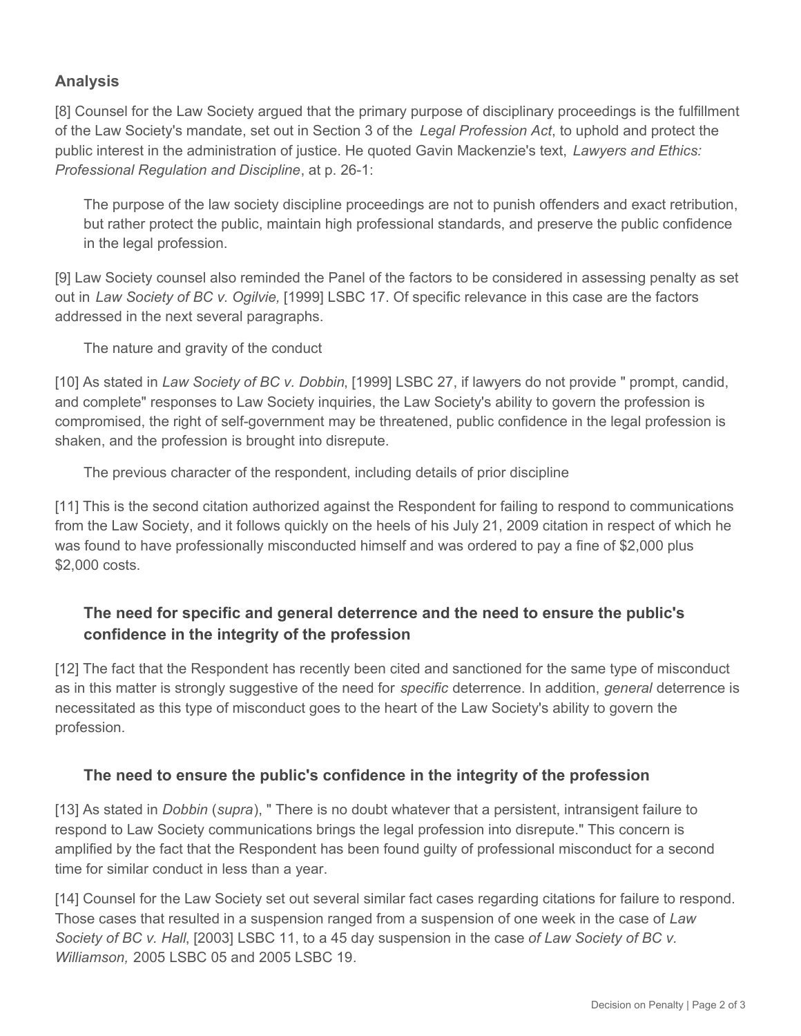## Analysis

[8] Counsel for the Law Society argued that the primary purpose of disciplinary proceedings is the fulfillment of the Law Society's mandate, set out in Section 3 of the *Legal Profession Act*, to uphold and protect the public interest in the administration of justice. He quoted Gavin Mackenzie's text, *Lawyers and Ethics: Professional Regulation and Discipline*, at p. 26-1:

> The purpose of the law society discipline proceedings are not to punish offenders and exact retribution, but rather protect the public, maintain high professional standards, and preserve the public confidence in the legal profession.

[9] Law Society counsel also reminded the Panel of the factors to be considered in assessing penalty as set out in *Law Society of BC v. Ogilvie,* [1999] LSBC 17. Of specific relevance in this case are the factors addressed in the next several paragraphs.

The nature and gravity of the conduct

[10] As stated in *Law Society of BC v. Dobbin*, [1999] LSBC 27, if lawyers do not provide " prompt, candid, and complete" responses to Law Society inquiries, the Law Society's ability to govern the profession is compromised, the right of self-government may be threatened, public confidence in the legal profession is shaken, and the profession is brought into disrepute.

The previous character of the respondent, including details of prior discipline

[11] This is the second citation authorized against the Respondent for failing to respond to communications from the Law Society, and it follows quickly on the heels of his July 21, 2009 citation in respect of which he was found to have professionally misconducted himself and was ordered to pay a fine of $2,000 plus $2,000 costs.

### The need for specific and general deterrence and the need to ensure the public's confidence in the integrity of the profession

[12] The fact that the Respondent has recently been cited and sanctioned for the same type of misconduct as in this matter is strongly suggestive of the need for *specific* deterrence. In addition, *general* deterrence is necessitated as this type of misconduct goes to the heart of the Law Society's ability to govern the profession.

### The need to ensure the public's confidence in the integrity of the profession

[13] As stated in *Dobbin* (*supra*), " There is no doubt whatever that a persistent, intransigent failure to respond to Law Society communications brings the legal profession into disrepute." This concern is amplified by the fact that the Respondent has been found guilty of professional misconduct for a second time for similar conduct in less than a year.

[14] Counsel for the Law Society set out several similar fact cases regarding citations for failure to respond. Those cases that resulted in a suspension ranged from a suspension of one week in the case of *Law Society of BC v. Hall*, [2003] LSBC 11, to a 45 day suspension in the case *of Law Society of BC v. Williamson,* 2005 LSBC 05 and 2005 LSBC 19.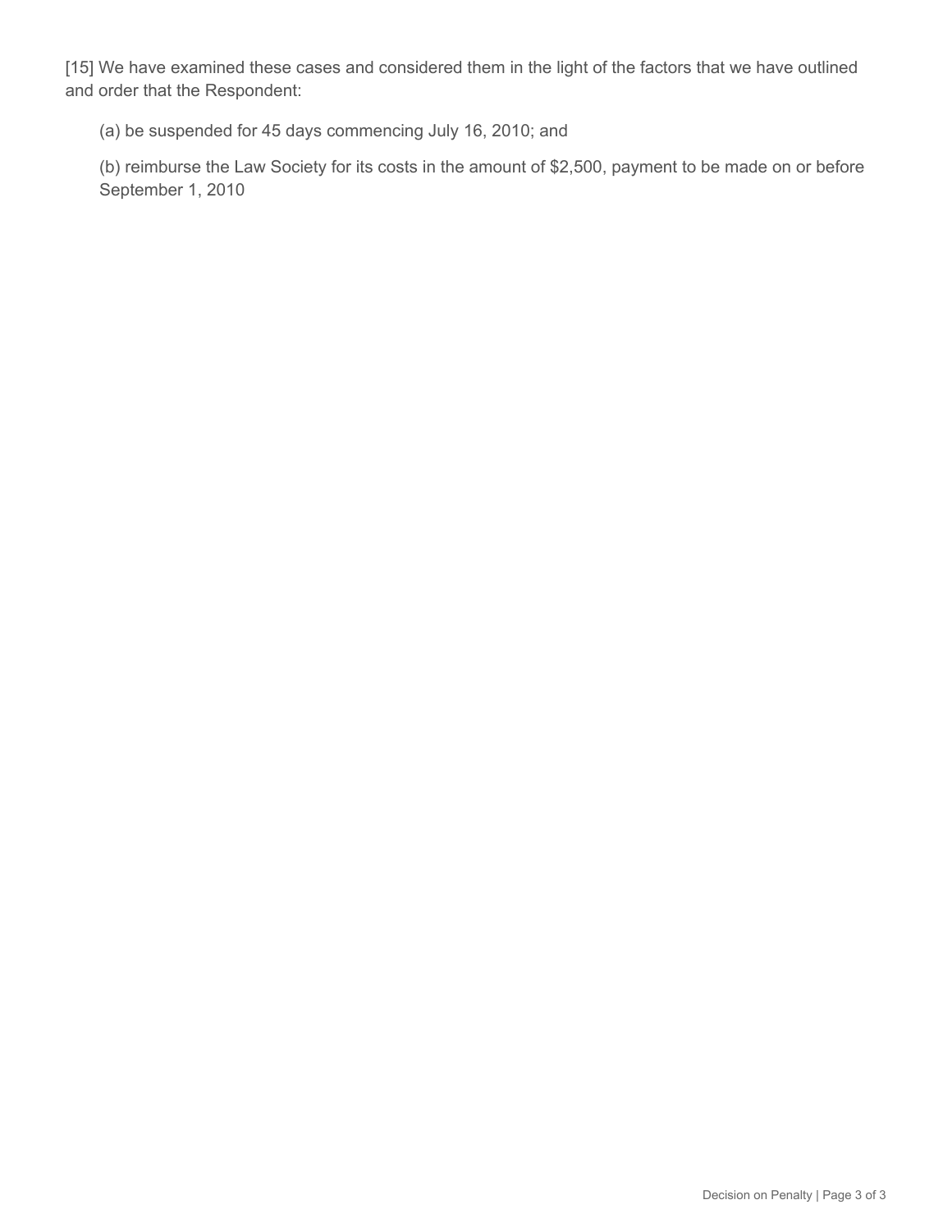[15] We have examined these cases and considered them in the light of the factors that we have outlined and order that the Respondent:

(a) be suspended for 45 days commencing July 16, 2010; and

(b) reimburse the Law Society for its costs in the amount of $2,500, payment to be made on or before September 1, 2010